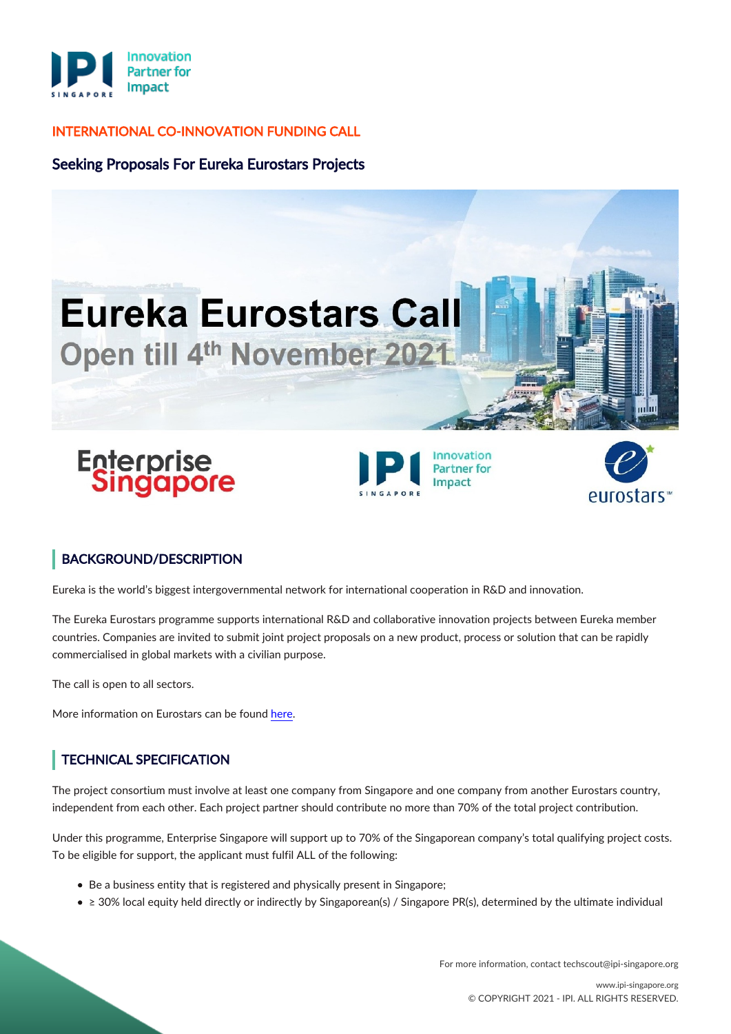INTERNATIONAL CO-INNOVATION FUNDING CALL

## Seeking Proposals For Eureka Eurostars Projects

# Eureka Eurostars Call
Open till 4th November 2021

## BACKGROUND/DESCRIPTION

Eureka is the world's biggest intergovernmental network for international cooperation in R&D and innovation.

The Eureka Eurostars programme supports international R&D and collaborative innovation projects between Eureka member countries. Companies are invited to submit joint project proposals on a new product, process or solution that can be rapidly commercialised in global markets with a civilian purpose.

The call is open to all sectors.

More information on Eurostars can be found here.

## TECHNICAL SPECIFICATION

The project consortium must involve at least one company from Singapore and one company from another Eurostars country, independent from each other. Each project partner should contribute no more than 70% of the total project contribution.

Under this programme, Enterprise Singapore will support up to 70% of the Singaporean company's total qualifying project costs. To be eligible for support, the applicant must fulfil ALL of the following:

- Be a business entity that is registered and physically present in Singapore;
- ≥ 30% local equity held directly or indirectly by Singaporean(s) / Singapore PR(s), determined by the ultimate individual

For more information, contact techscout@ipi-singapore.org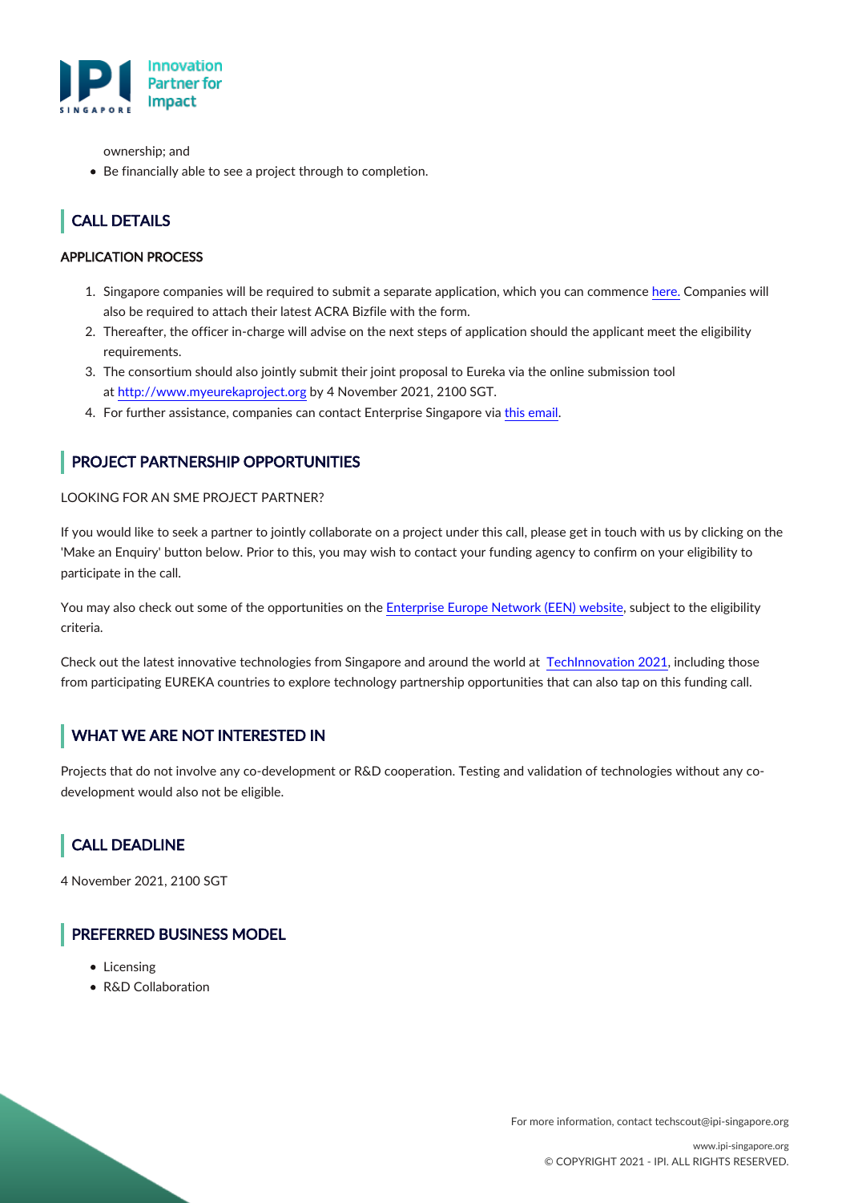ownership; and

- Be financially able to see a project through to completion.

## CALL DETAILS

### APPLICATION PROCESS

1. Singapore companies will be required to submit a separate application, which you can commence here. Companies will also be required to attach their latest ACRA Bizfile with the form.
2. Thereafter, the officer in-charge will advise on the next steps of application should the applicant meet the eligibility requirements.
3. The consortium should also jointly submit their joint proposal to Eureka via the online submission tool at http://www.myeurekaproject.org by 4 November 2021, 2100 SGT.
4. For further assistance, companies can contact Enterprise Singapore via this email.

## PROJECT PARTNERSHIP OPPORTUNITIES

LOOKING FOR AN SME PROJECT PARTNER?

If you would like to seek a partner to jointly collaborate on a project under this call, please get in touch with us by clicking on the 'Make an Enquiry' button below. Prior to this, you may wish to contact your funding agency to confirm on your eligibility to participate in the call.

You may also check out some of the opportunities on the Enterprise Europe Network (EEN) website, subject to the eligibility criteria.

Check out the latest innovative technologies from Singapore and around the world at TechInnovation 2021, including those from participating EUREKA countries to explore technology partnership opportunities that can also tap on this funding call.

## WHAT WE ARE NOT INTERESTED IN

Projects that do not involve any co-development or R&D cooperation. Testing and validation of technologies without any co-development would also not be eligible.

## CALL DEADLINE

4 November 2021, 2100 SGT

## PREFERRED BUSINESS MODEL

- Licensing
- R&D Collaboration